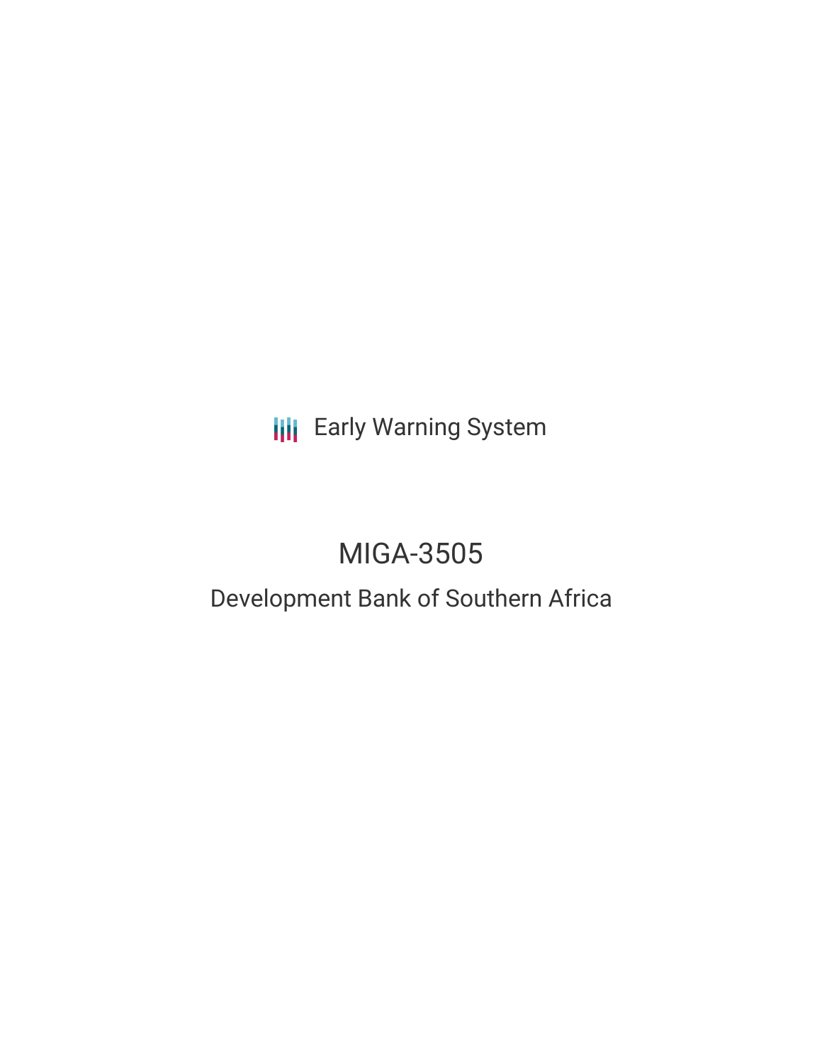Early Warning System

# MIGA-3505

## Development Bank of Southern Africa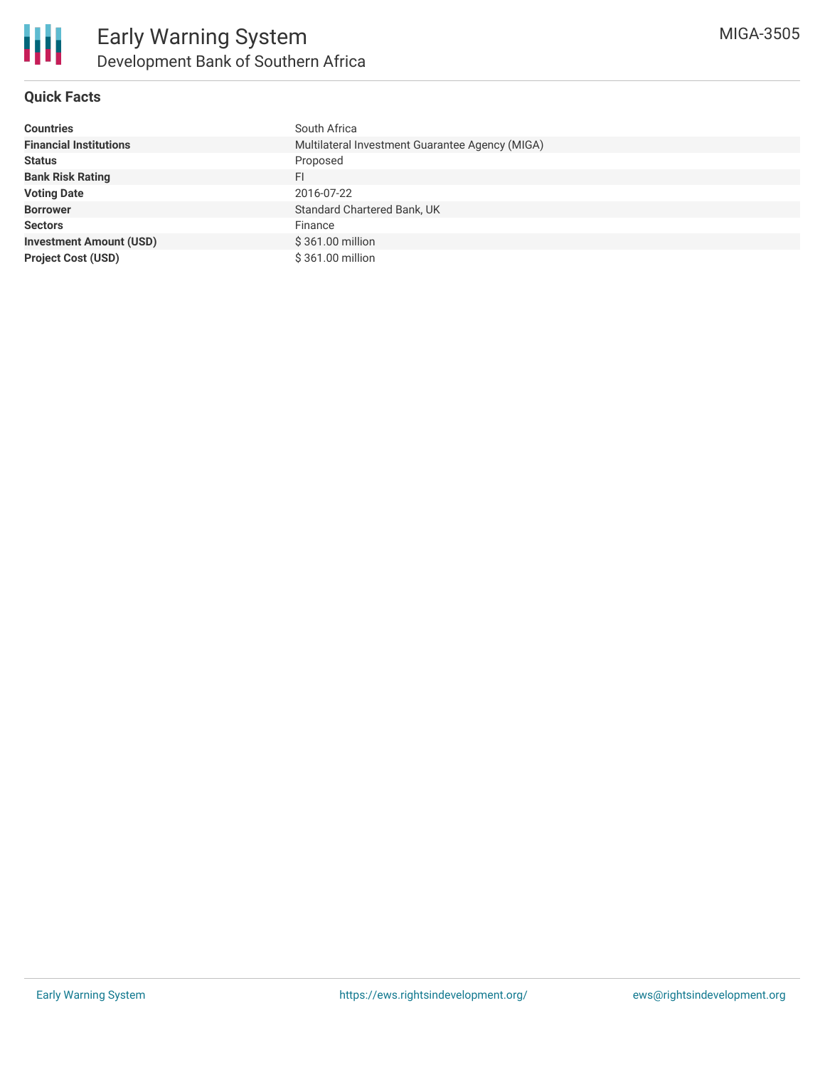# Early Warning System

## Development Bank of Southern Africa

MIGA-3505

### Quick Facts

| | |
|---|---|
| **Countries** | South Africa |
| **Financial Institutions** | Multilateral Investment Guarantee Agency (MIGA) |
| **Status** | Proposed |
| **Bank Risk Rating** | FI |
| **Voting Date** | 2016-07-22 |
| **Borrower** | Standard Chartered Bank, UK |
| **Sectors** | Finance |
| **Investment Amount (USD)** | $ 361.00 million |
| **Project Cost (USD)** | $ 361.00 million |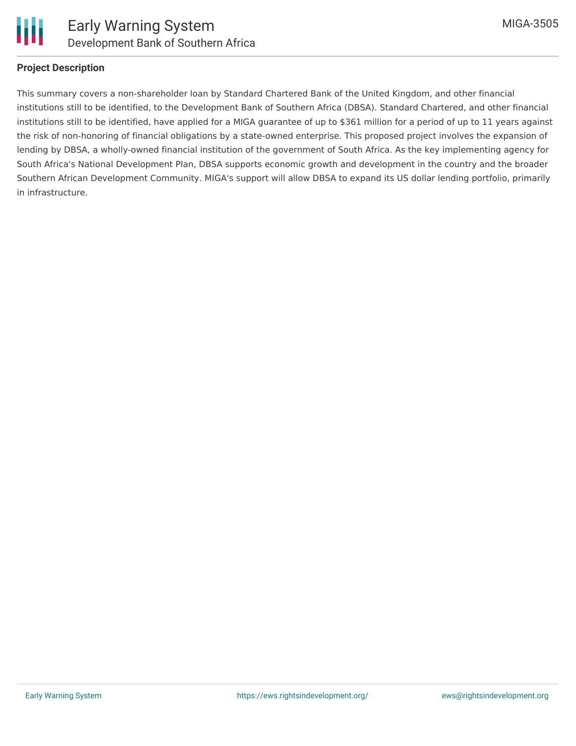## Project Description

This summary covers a non-shareholder loan by Standard Chartered Bank of the United Kingdom, and other financial institutions still to be identified, to the Development Bank of Southern Africa (DBSA). Standard Chartered, and other financial institutions still to be identified, have applied for a MIGA guarantee of up to $361 million for a period of up to 11 years against the risk of non-honoring of financial obligations by a state-owned enterprise. This proposed project involves the expansion of lending by DBSA, a wholly-owned financial institution of the government of South Africa. As the key implementing agency for South Africa's National Development Plan, DBSA supports economic growth and development in the country and the broader Southern African Development Community. MIGA's support will allow DBSA to expand its US dollar lending portfolio, primarily in infrastructure.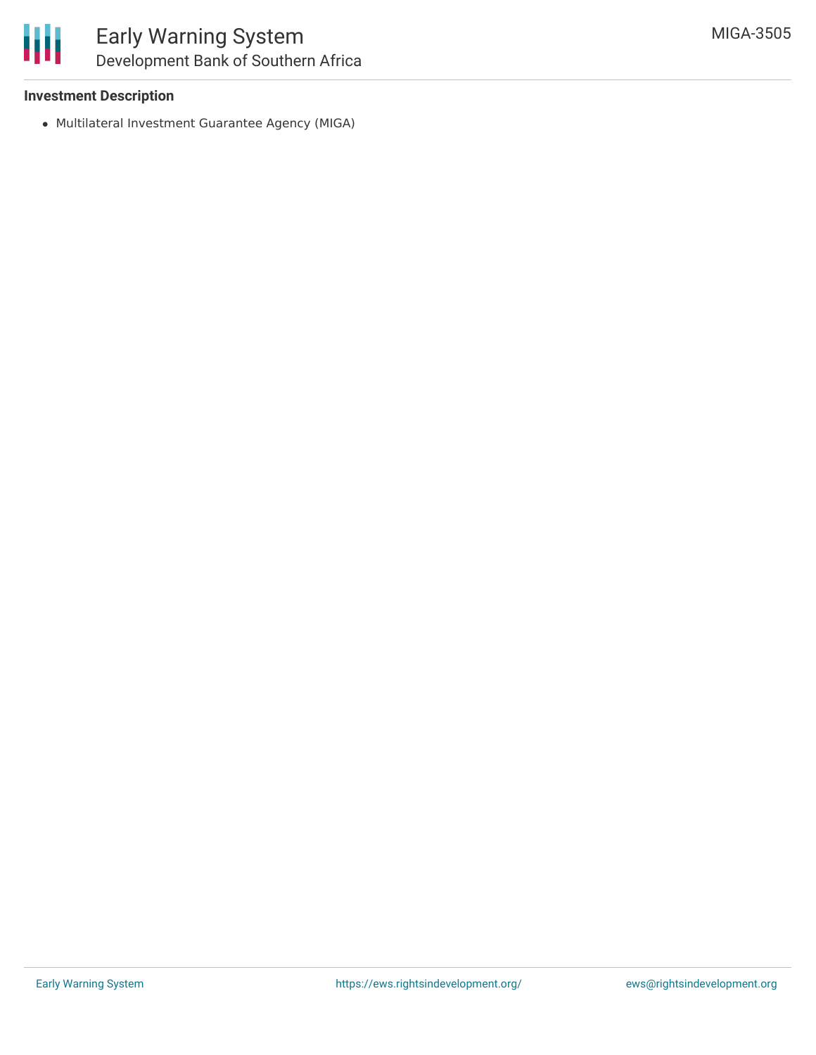**Investment Description**

- Multilateral Investment Guarantee Agency (MIGA)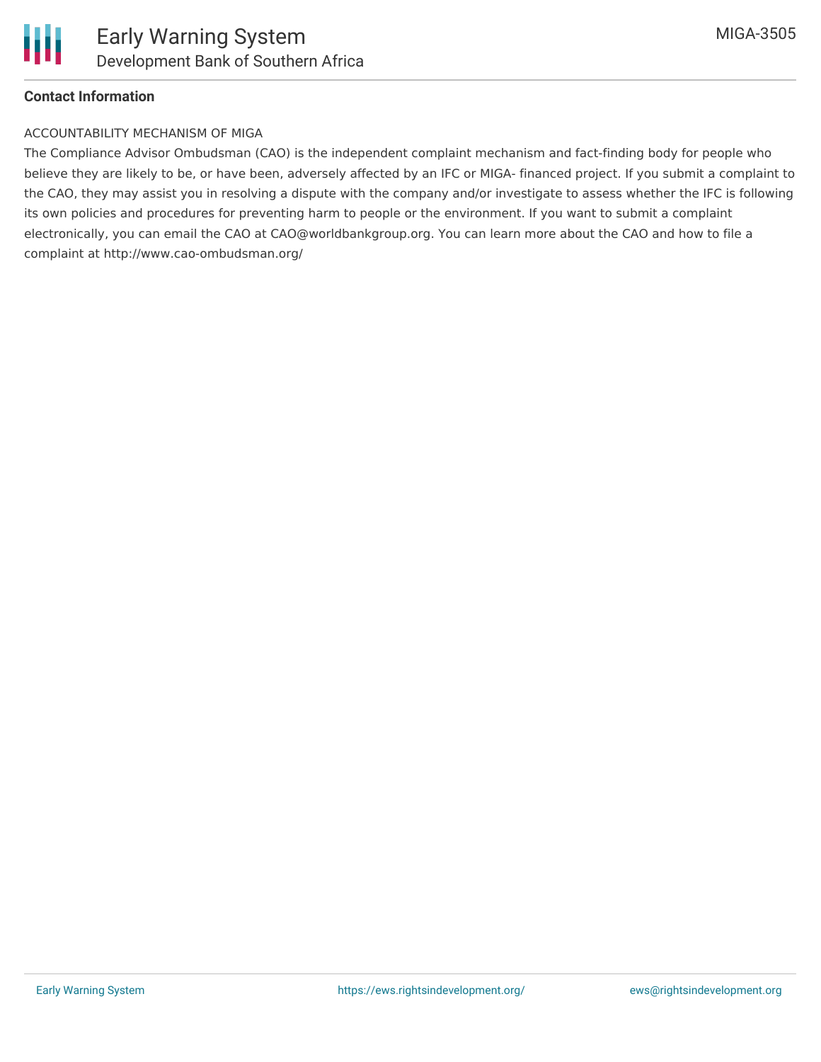**Contact Information**

ACCOUNTABILITY MECHANISM OF MIGA

The Compliance Advisor Ombudsman (CAO) is the independent complaint mechanism and fact-finding body for people who believe they are likely to be, or have been, adversely affected by an IFC or MIGA- financed project. If you submit a complaint to the CAO, they may assist you in resolving a dispute with the company and/or investigate to assess whether the IFC is following its own policies and procedures for preventing harm to people or the environment. If you want to submit a complaint electronically, you can email the CAO at CAO@worldbankgroup.org. You can learn more about the CAO and how to file a complaint at http://www.cao-ombudsman.org/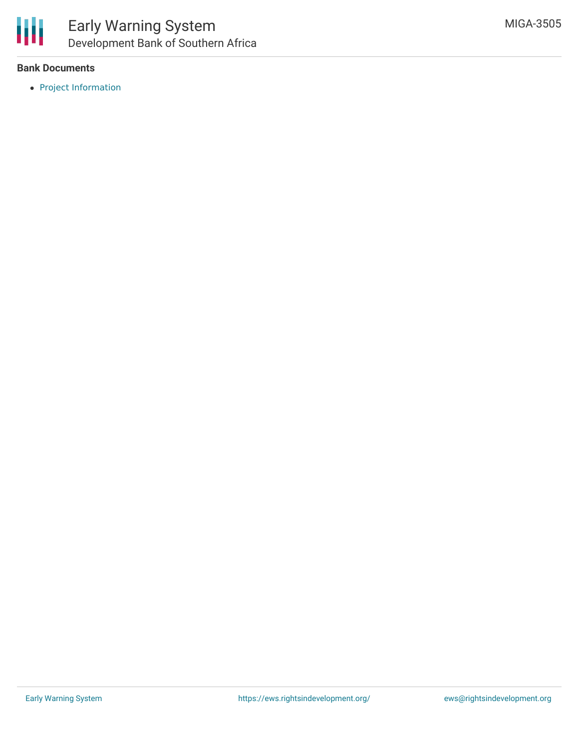**Bank Documents**

- Project Information